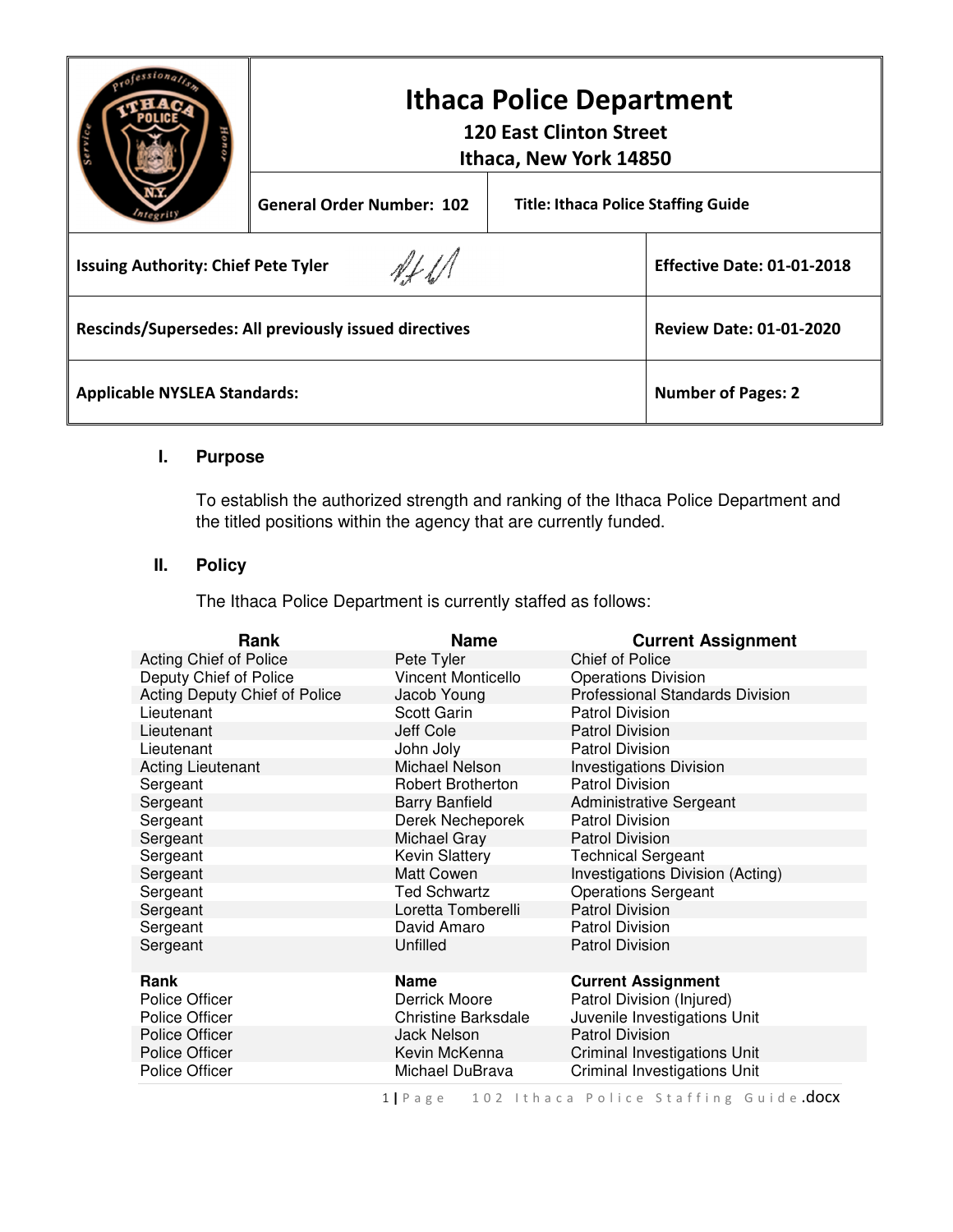| | Ithaca Police Department<br>120 East Clinton Street<br>Ithaca, New York 14850 | |
|---|---|---|
| | **General Order Number: 102** | **Title: Ithaca Police Staffing Guide** |
| **Issuing Authority: Chief Pete Tyler** | | **Effective Date: 01-01-2018** |
| **Rescinds/Supersedes: All previously issued directives** | | **Review Date: 01-01-2020** |
| **Applicable NYSLEA Standards:** | | **Number of Pages: 2** |

## I. Purpose

To establish the authorized strength and ranking of the Ithaca Police Department and the titled positions within the agency that are currently funded.

## II. Policy

The Ithaca Police Department is currently staffed as follows:

| Rank | Name | Current Assignment |
|---|---|---|
| Acting Chief of Police | Pete Tyler | Chief of Police |
| Deputy Chief of Police | Vincent Monticello | Operations Division |
| Acting Deputy Chief of Police | Jacob Young | Professional Standards Division |
| Lieutenant | Scott Garin | Patrol Division |
| Lieutenant | Jeff Cole | Patrol Division |
| Lieutenant | John Joly | Patrol Division |
| Acting Lieutenant | Michael Nelson | Investigations Division |
| Sergeant | Robert Brotherton | Patrol Division |
| Sergeant | Barry Banfield | Administrative Sergeant |
| Sergeant | Derek Necheporek | Patrol Division |
| Sergeant | Michael Gray | Patrol Division |
| Sergeant | Kevin Slattery | Technical Sergeant |
| Sergeant | Matt Cowen | Investigations Division (Acting) |
| Sergeant | Ted Schwartz | Operations Sergeant |
| Sergeant | Loretta Tomberelli | Patrol Division |
| Sergeant | David Amaro | Patrol Division |
| Sergeant | Unfilled | Patrol Division |

| Rank | Name | Current Assignment |
|---|---|---|
| Police Officer | Derrick Moore | Patrol Division (Injured) |
| Police Officer | Christine Barksdale | Juvenile Investigations Unit |
| Police Officer | Jack Nelson | Patrol Division |
| Police Officer | Kevin McKenna | Criminal Investigations Unit |
| Police Officer | Michael DuBrava | Criminal Investigations Unit |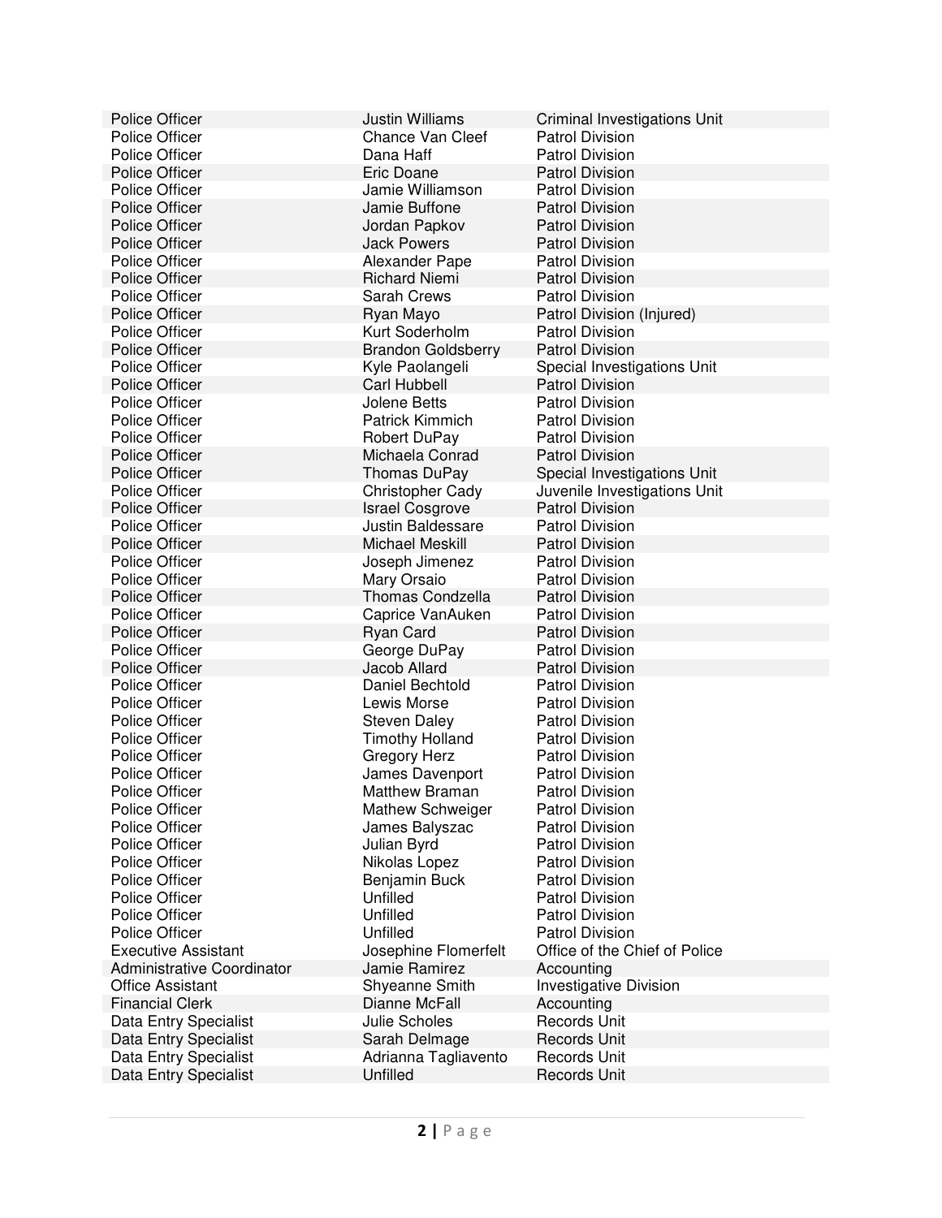| | | |
|---|---|---|
| Police Officer | Justin Williams | Criminal Investigations Unit |
| Police Officer | Chance Van Cleef | Patrol Division |
| Police Officer | Dana Haff | Patrol Division |
| Police Officer | Eric Doane | Patrol Division |
| Police Officer | Jamie Williamson | Patrol Division |
| Police Officer | Jamie Buffone | Patrol Division |
| Police Officer | Jordan Papkov | Patrol Division |
| Police Officer | Jack Powers | Patrol Division |
| Police Officer | Alexander Pape | Patrol Division |
| Police Officer | Richard Niemi | Patrol Division |
| Police Officer | Sarah Crews | Patrol Division |
| Police Officer | Ryan Mayo | Patrol Division (Injured) |
| Police Officer | Kurt Soderholm | Patrol Division |
| Police Officer | Brandon Goldsberry | Patrol Division |
| Police Officer | Kyle Paolangeli | Special Investigations Unit |
| Police Officer | Carl Hubbell | Patrol Division |
| Police Officer | Jolene Betts | Patrol Division |
| Police Officer | Patrick Kimmich | Patrol Division |
| Police Officer | Robert DuPay | Patrol Division |
| Police Officer | Michaela Conrad | Patrol Division |
| Police Officer | Thomas DuPay | Special Investigations Unit |
| Police Officer | Christopher Cady | Juvenile Investigations Unit |
| Police Officer | Israel Cosgrove | Patrol Division |
| Police Officer | Justin Baldessare | Patrol Division |
| Police Officer | Michael Meskill | Patrol Division |
| Police Officer | Joseph Jimenez | Patrol Division |
| Police Officer | Mary Orsaio | Patrol Division |
| Police Officer | Thomas Condzella | Patrol Division |
| Police Officer | Caprice VanAuken | Patrol Division |
| Police Officer | Ryan Card | Patrol Division |
| Police Officer | George DuPay | Patrol Division |
| Police Officer | Jacob Allard | Patrol Division |
| Police Officer | Daniel Bechtold | Patrol Division |
| Police Officer | Lewis Morse | Patrol Division |
| Police Officer | Steven Daley | Patrol Division |
| Police Officer | Timothy Holland | Patrol Division |
| Police Officer | Gregory Herz | Patrol Division |
| Police Officer | James Davenport | Patrol Division |
| Police Officer | Matthew Braman | Patrol Division |
| Police Officer | Mathew Schweiger | Patrol Division |
| Police Officer | James Balyszac | Patrol Division |
| Police Officer | Julian Byrd | Patrol Division |
| Police Officer | Nikolas Lopez | Patrol Division |
| Police Officer | Benjamin Buck | Patrol Division |
| Police Officer | Unfilled | Patrol Division |
| Police Officer | Unfilled | Patrol Division |
| Police Officer | Unfilled | Patrol Division |
| Executive Assistant | Josephine Flomerfelt | Office of the Chief of Police |
| Administrative Coordinator | Jamie Ramirez | Accounting |
| Office Assistant | Shyeanne Smith | Investigative Division |
| Financial Clerk | Dianne McFall | Accounting |
| Data Entry Specialist | Julie Scholes | Records Unit |
| Data Entry Specialist | Sarah Delmage | Records Unit |
| Data Entry Specialist | Adrianna Tagliavento | Records Unit |
| Data Entry Specialist | Unfilled | Records Unit |